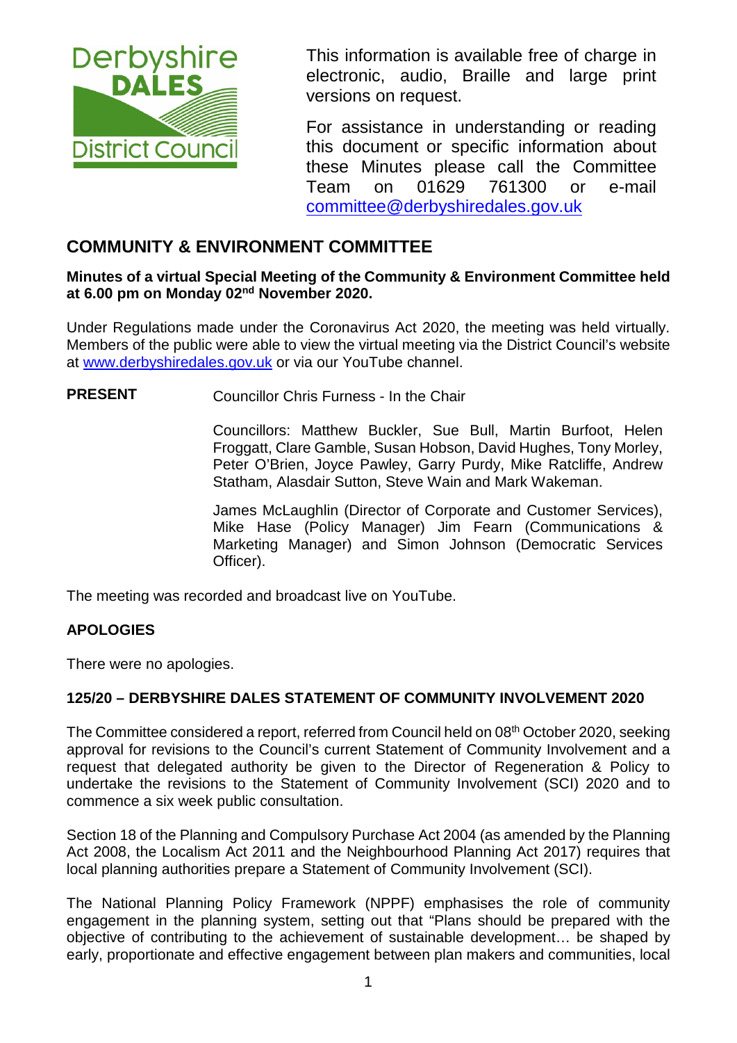This information is available free of charge in electronic, audio, Braille and large print versions on request.

For assistance in understanding or reading this document or specific information about these Minutes please call the Committee Team on 01629 761300 or e-mail committee@derbyshiredales.gov.uk

## COMMUNITY & ENVIRONMENT COMMITTEE

**Minutes of a virtual Special Meeting of the Community & Environment Committee held at 6.00 pm on Monday 02nd November 2020.**

Under Regulations made under the Coronavirus Act 2020, the meeting was held virtually. Members of the public were able to view the virtual meeting via the District Council's website at www.derbyshiredales.gov.uk or via our YouTube channel.

**PRESENT** Councillor Chris Furness - In the Chair

Councillors: Matthew Buckler, Sue Bull, Martin Burfoot, Helen Froggatt, Clare Gamble, Susan Hobson, David Hughes, Tony Morley, Peter O'Brien, Joyce Pawley, Garry Purdy, Mike Ratcliffe, Andrew Statham, Alasdair Sutton, Steve Wain and Mark Wakeman.

James McLaughlin (Director of Corporate and Customer Services), Mike Hase (Policy Manager) Jim Fearn (Communications & Marketing Manager) and Simon Johnson (Democratic Services Officer).

The meeting was recorded and broadcast live on YouTube.

### APOLOGIES

There were no apologies.

### 125/20 – DERBYSHIRE DALES STATEMENT OF COMMUNITY INVOLVEMENT 2020

The Committee considered a report, referred from Council held on 08th October 2020, seeking approval for revisions to the Council's current Statement of Community Involvement and a request that delegated authority be given to the Director of Regeneration & Policy to undertake the revisions to the Statement of Community Involvement (SCI) 2020 and to commence a six week public consultation.

Section 18 of the Planning and Compulsory Purchase Act 2004 (as amended by the Planning Act 2008, the Localism Act 2011 and the Neighbourhood Planning Act 2017) requires that local planning authorities prepare a Statement of Community Involvement (SCI).

The National Planning Policy Framework (NPPF) emphasises the role of community engagement in the planning system, setting out that "Plans should be prepared with the objective of contributing to the achievement of sustainable development… be shaped by early, proportionate and effective engagement between plan makers and communities, local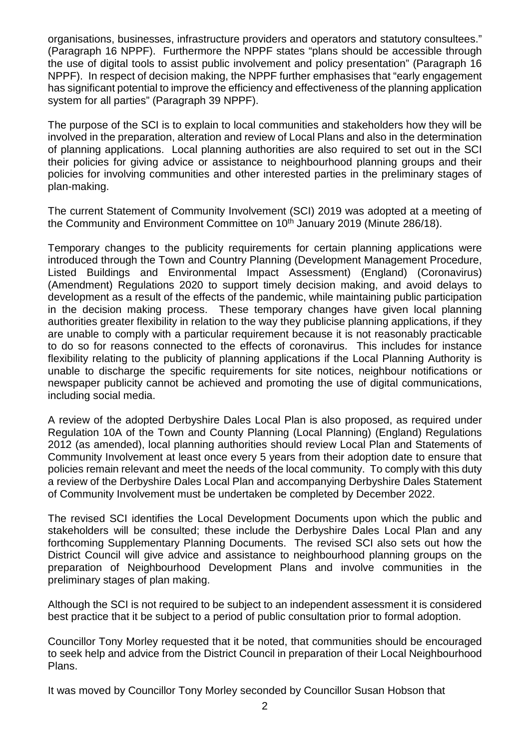organisations, businesses, infrastructure providers and operators and statutory consultees." (Paragraph 16 NPPF). Furthermore the NPPF states "plans should be accessible through the use of digital tools to assist public involvement and policy presentation" (Paragraph 16 NPPF). In respect of decision making, the NPPF further emphasises that "early engagement has significant potential to improve the efficiency and effectiveness of the planning application system for all parties" (Paragraph 39 NPPF).

The purpose of the SCI is to explain to local communities and stakeholders how they will be involved in the preparation, alteration and review of Local Plans and also in the determination of planning applications. Local planning authorities are also required to set out in the SCI their policies for giving advice or assistance to neighbourhood planning groups and their policies for involving communities and other interested parties in the preliminary stages of plan-making.

The current Statement of Community Involvement (SCI) 2019 was adopted at a meeting of the Community and Environment Committee on 10th January 2019 (Minute 286/18).

Temporary changes to the publicity requirements for certain planning applications were introduced through the Town and Country Planning (Development Management Procedure, Listed Buildings and Environmental Impact Assessment) (England) (Coronavirus) (Amendment) Regulations 2020 to support timely decision making, and avoid delays to development as a result of the effects of the pandemic, while maintaining public participation in the decision making process. These temporary changes have given local planning authorities greater flexibility in relation to the way they publicise planning applications, if they are unable to comply with a particular requirement because it is not reasonably practicable to do so for reasons connected to the effects of coronavirus. This includes for instance flexibility relating to the publicity of planning applications if the Local Planning Authority is unable to discharge the specific requirements for site notices, neighbour notifications or newspaper publicity cannot be achieved and promoting the use of digital communications, including social media.

A review of the adopted Derbyshire Dales Local Plan is also proposed, as required under Regulation 10A of the Town and County Planning (Local Planning) (England) Regulations 2012 (as amended), local planning authorities should review Local Plan and Statements of Community Involvement at least once every 5 years from their adoption date to ensure that policies remain relevant and meet the needs of the local community. To comply with this duty a review of the Derbyshire Dales Local Plan and accompanying Derbyshire Dales Statement of Community Involvement must be undertaken be completed by December 2022.

The revised SCI identifies the Local Development Documents upon which the public and stakeholders will be consulted; these include the Derbyshire Dales Local Plan and any forthcoming Supplementary Planning Documents. The revised SCI also sets out how the District Council will give advice and assistance to neighbourhood planning groups on the preparation of Neighbourhood Development Plans and involve communities in the preliminary stages of plan making.

Although the SCI is not required to be subject to an independent assessment it is considered best practice that it be subject to a period of public consultation prior to formal adoption.

Councillor Tony Morley requested that it be noted, that communities should be encouraged to seek help and advice from the District Council in preparation of their Local Neighbourhood Plans.

It was moved by Councillor Tony Morley seconded by Councillor Susan Hobson that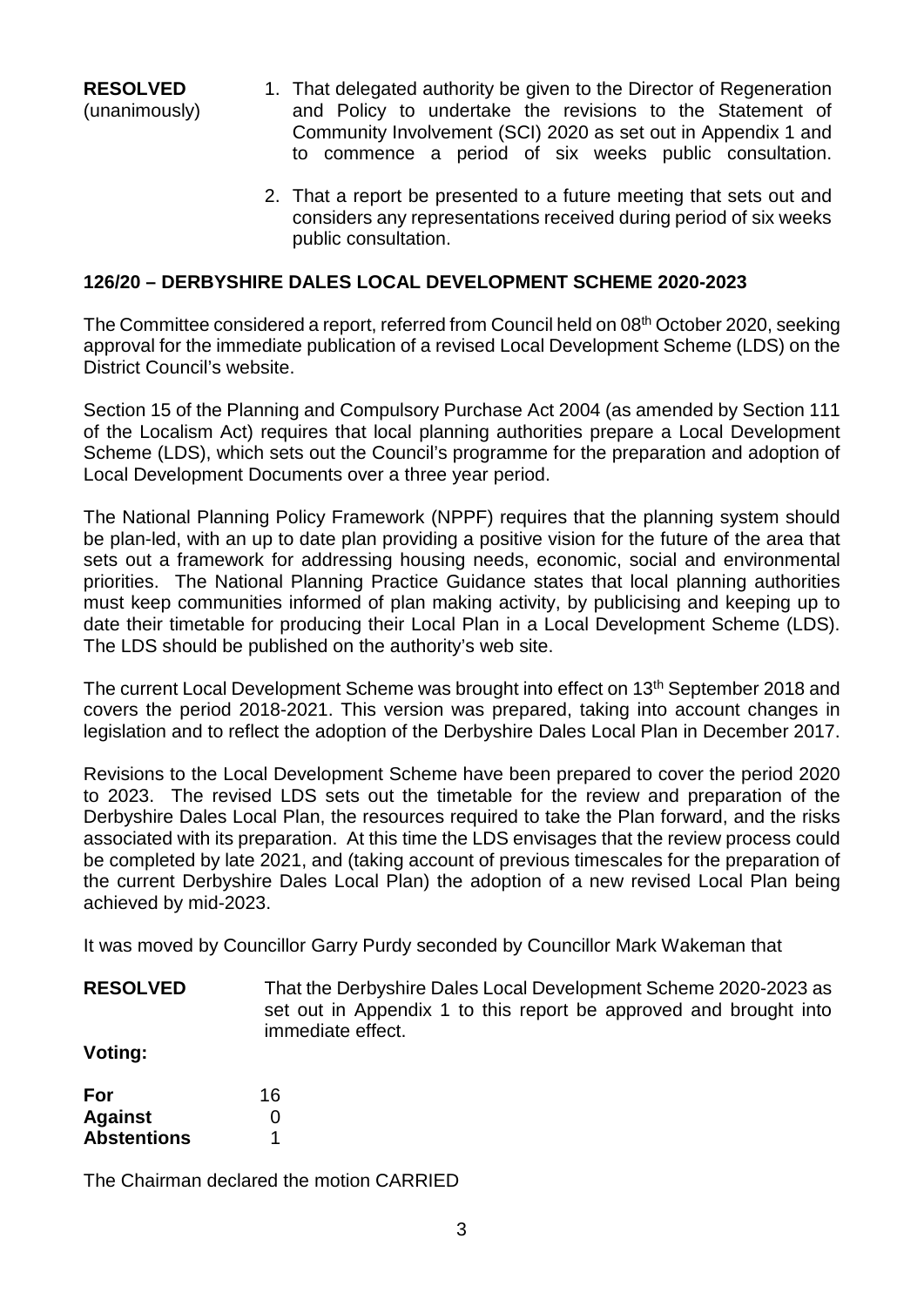**RESOLVED** (unanimously)

1. That delegated authority be given to the Director of Regeneration and Policy to undertake the revisions to the Statement of Community Involvement (SCI) 2020 as set out in Appendix 1 and to commence a period of six weeks public consultation.
2. That a report be presented to a future meeting that sets out and considers any representations received during period of six weeks public consultation.

## 126/20 – DERBYSHIRE DALES LOCAL DEVELOPMENT SCHEME 2020-2023

The Committee considered a report, referred from Council held on 08th October 2020, seeking approval for the immediate publication of a revised Local Development Scheme (LDS) on the District Council's website.

Section 15 of the Planning and Compulsory Purchase Act 2004 (as amended by Section 111 of the Localism Act) requires that local planning authorities prepare a Local Development Scheme (LDS), which sets out the Council's programme for the preparation and adoption of Local Development Documents over a three year period.

The National Planning Policy Framework (NPPF) requires that the planning system should be plan-led, with an up to date plan providing a positive vision for the future of the area that sets out a framework for addressing housing needs, economic, social and environmental priorities. The National Planning Practice Guidance states that local planning authorities must keep communities informed of plan making activity, by publicising and keeping up to date their timetable for producing their Local Plan in a Local Development Scheme (LDS). The LDS should be published on the authority's web site.

The current Local Development Scheme was brought into effect on 13th September 2018 and covers the period 2018-2021. This version was prepared, taking into account changes in legislation and to reflect the adoption of the Derbyshire Dales Local Plan in December 2017.

Revisions to the Local Development Scheme have been prepared to cover the period 2020 to 2023. The revised LDS sets out the timetable for the review and preparation of the Derbyshire Dales Local Plan, the resources required to take the Plan forward, and the risks associated with its preparation. At this time the LDS envisages that the review process could be completed by late 2021, and (taking account of previous timescales for the preparation of the current Derbyshire Dales Local Plan) the adoption of a new revised Local Plan being achieved by mid-2023.

It was moved by Councillor Garry Purdy seconded by Councillor Mark Wakeman that

**RESOLVED** That the Derbyshire Dales Local Development Scheme 2020-2023 as set out in Appendix 1 to this report be approved and brought into immediate effect.

**Voting:**

| | |
|---|---|
| **For** | 16 |
| **Against** | 0 |
| **Abstentions** | 1 |

The Chairman declared the motion CARRIED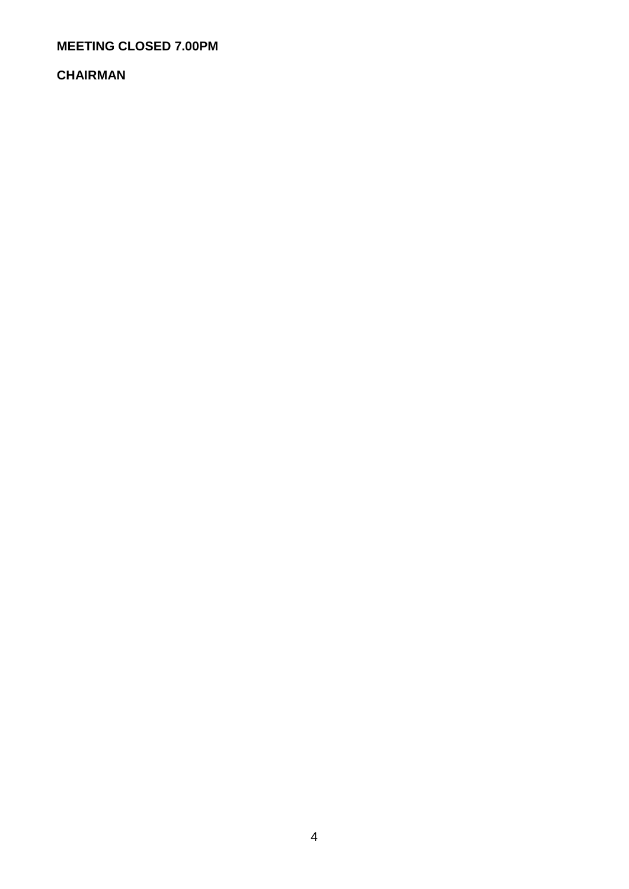**MEETING CLOSED 7.00PM**

**CHAIRMAN**